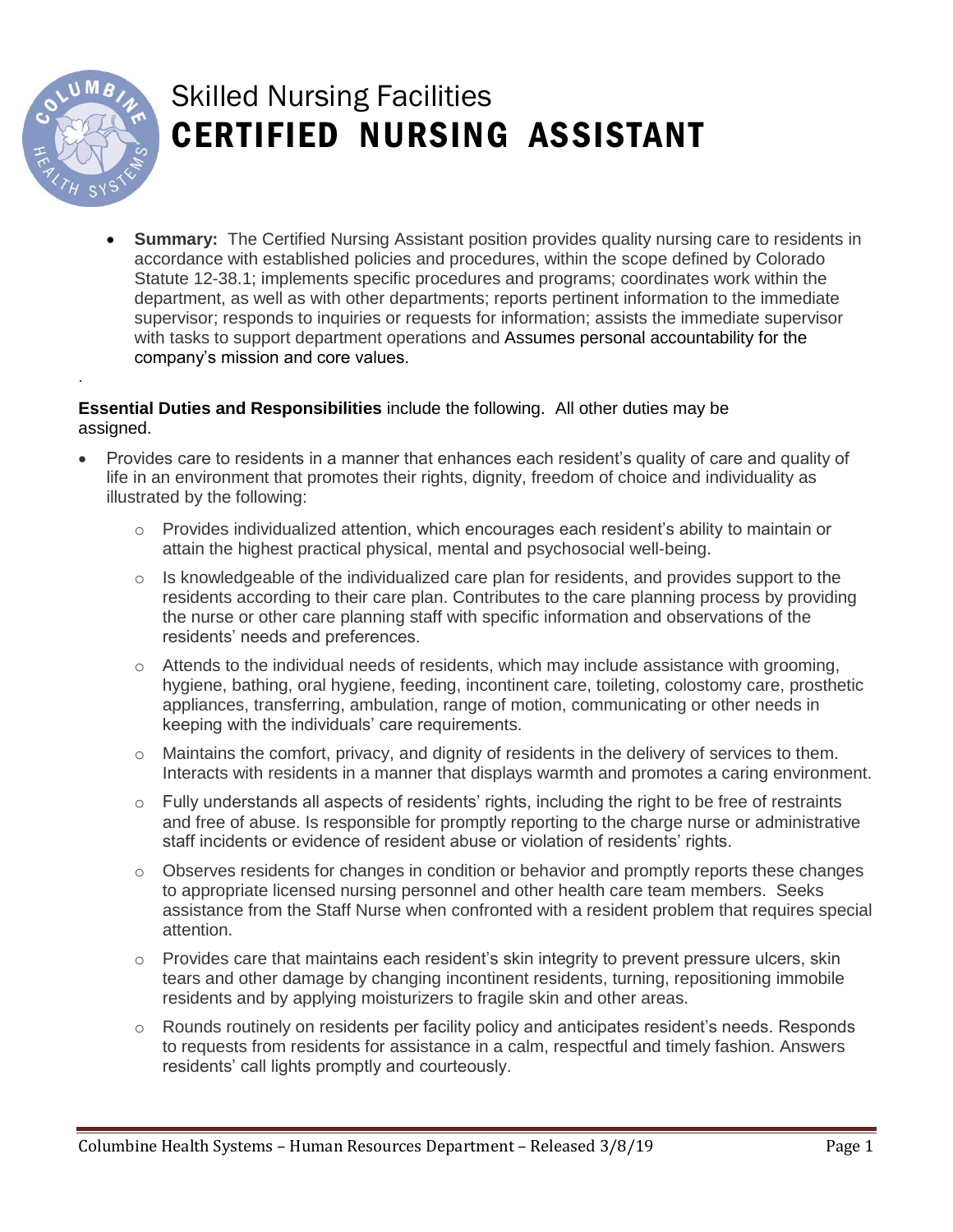# Skilled Nursing Facilities

# CERTIFIED NURSING ASSISTANT

- **Summary:** The Certified Nursing Assistant position provides quality nursing care to residents in accordance with established policies and procedures, within the scope defined by Colorado Statute 12-38.1; implements specific procedures and programs; coordinates work within the department, as well as with other departments; reports pertinent information to the immediate supervisor; responds to inquiries or requests for information; assists the immediate supervisor with tasks to support department operations and Assumes personal accountability for the company's mission and core values.

.

**Essential Duties and Responsibilities** include the following. All other duties may be assigned.

- Provides care to residents in a manner that enhances each resident's quality of care and quality of life in an environment that promotes their rights, dignity, freedom of choice and individuality as illustrated by the following:
  - Provides individualized attention, which encourages each resident's ability to maintain or attain the highest practical physical, mental and psychosocial well-being.
  - Is knowledgeable of the individualized care plan for residents, and provides support to the residents according to their care plan. Contributes to the care planning process by providing the nurse or other care planning staff with specific information and observations of the residents' needs and preferences.
  - Attends to the individual needs of residents, which may include assistance with grooming, hygiene, bathing, oral hygiene, feeding, incontinent care, toileting, colostomy care, prosthetic appliances, transferring, ambulation, range of motion, communicating or other needs in keeping with the individuals' care requirements.
  - Maintains the comfort, privacy, and dignity of residents in the delivery of services to them. Interacts with residents in a manner that displays warmth and promotes a caring environment.
  - Fully understands all aspects of residents' rights, including the right to be free of restraints and free of abuse. Is responsible for promptly reporting to the charge nurse or administrative staff incidents or evidence of resident abuse or violation of residents' rights.
  - Observes residents for changes in condition or behavior and promptly reports these changes to appropriate licensed nursing personnel and other health care team members. Seeks assistance from the Staff Nurse when confronted with a resident problem that requires special attention.
  - Provides care that maintains each resident's skin integrity to prevent pressure ulcers, skin tears and other damage by changing incontinent residents, turning, repositioning immobile residents and by applying moisturizers to fragile skin and other areas.
  - Rounds routinely on residents per facility policy and anticipates resident's needs. Responds to requests from residents for assistance in a calm, respectful and timely fashion. Answers residents' call lights promptly and courteously.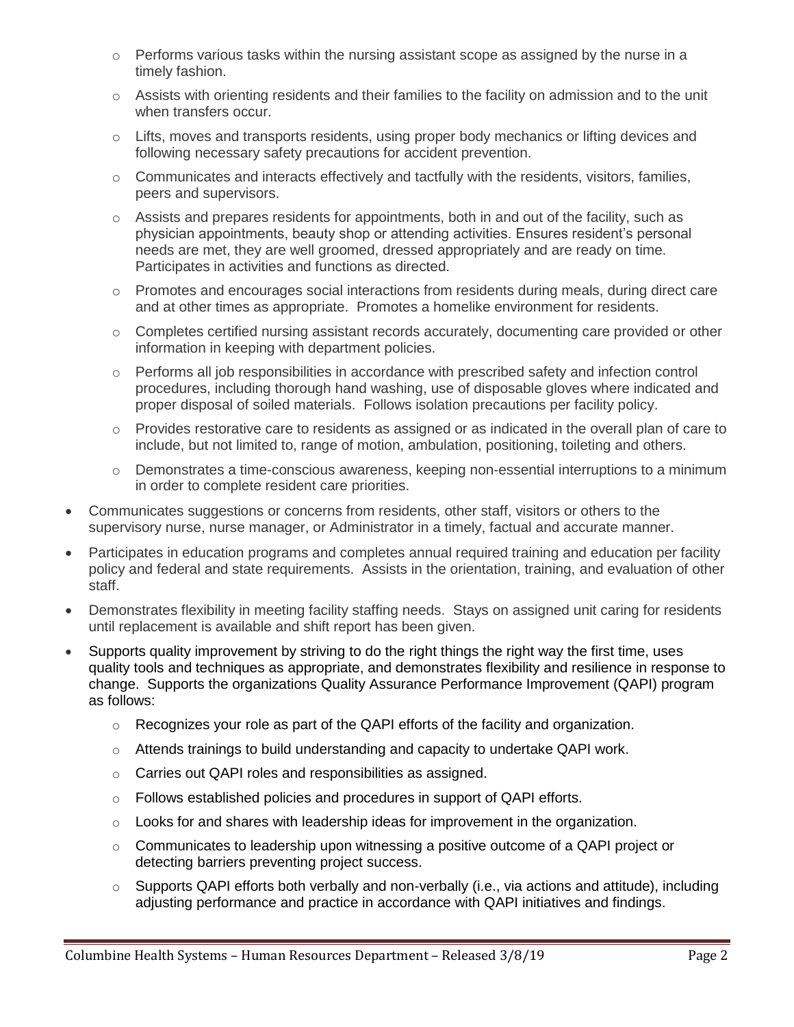- Performs various tasks within the nursing assistant scope as assigned by the nurse in a timely fashion.
  - Assists with orienting residents and their families to the facility on admission and to the unit when transfers occur.
  - Lifts, moves and transports residents, using proper body mechanics or lifting devices and following necessary safety precautions for accident prevention.
  - Communicates and interacts effectively and tactfully with the residents, visitors, families, peers and supervisors.
  - Assists and prepares residents for appointments, both in and out of the facility, such as physician appointments, beauty shop or attending activities. Ensures resident's personal needs are met, they are well groomed, dressed appropriately and are ready on time. Participates in activities and functions as directed.
  - Promotes and encourages social interactions from residents during meals, during direct care and at other times as appropriate. Promotes a homelike environment for residents.
  - Completes certified nursing assistant records accurately, documenting care provided or other information in keeping with department policies.
  - Performs all job responsibilities in accordance with prescribed safety and infection control procedures, including thorough hand washing, use of disposable gloves where indicated and proper disposal of soiled materials. Follows isolation precautions per facility policy.
  - Provides restorative care to residents as assigned or as indicated in the overall plan of care to include, but not limited to, range of motion, ambulation, positioning, toileting and others.
  - Demonstrates a time-conscious awareness, keeping non-essential interruptions to a minimum in order to complete resident care priorities.
- Communicates suggestions or concerns from residents, other staff, visitors or others to the supervisory nurse, nurse manager, or Administrator in a timely, factual and accurate manner.
- Participates in education programs and completes annual required training and education per facility policy and federal and state requirements. Assists in the orientation, training, and evaluation of other staff.
- Demonstrates flexibility in meeting facility staffing needs. Stays on assigned unit caring for residents until replacement is available and shift report has been given.
- Supports quality improvement by striving to do the right things the right way the first time, uses quality tools and techniques as appropriate, and demonstrates flexibility and resilience in response to change. Supports the organizations Quality Assurance Performance Improvement (QAPI) program as follows:
  - Recognizes your role as part of the QAPI efforts of the facility and organization.
  - Attends trainings to build understanding and capacity to undertake QAPI work.
  - Carries out QAPI roles and responsibilities as assigned.
  - Follows established policies and procedures in support of QAPI efforts.
  - Looks for and shares with leadership ideas for improvement in the organization.
  - Communicates to leadership upon witnessing a positive outcome of a QAPI project or detecting barriers preventing project success.
  - Supports QAPI efforts both verbally and non-verbally (i.e., via actions and attitude), including adjusting performance and practice in accordance with QAPI initiatives and findings.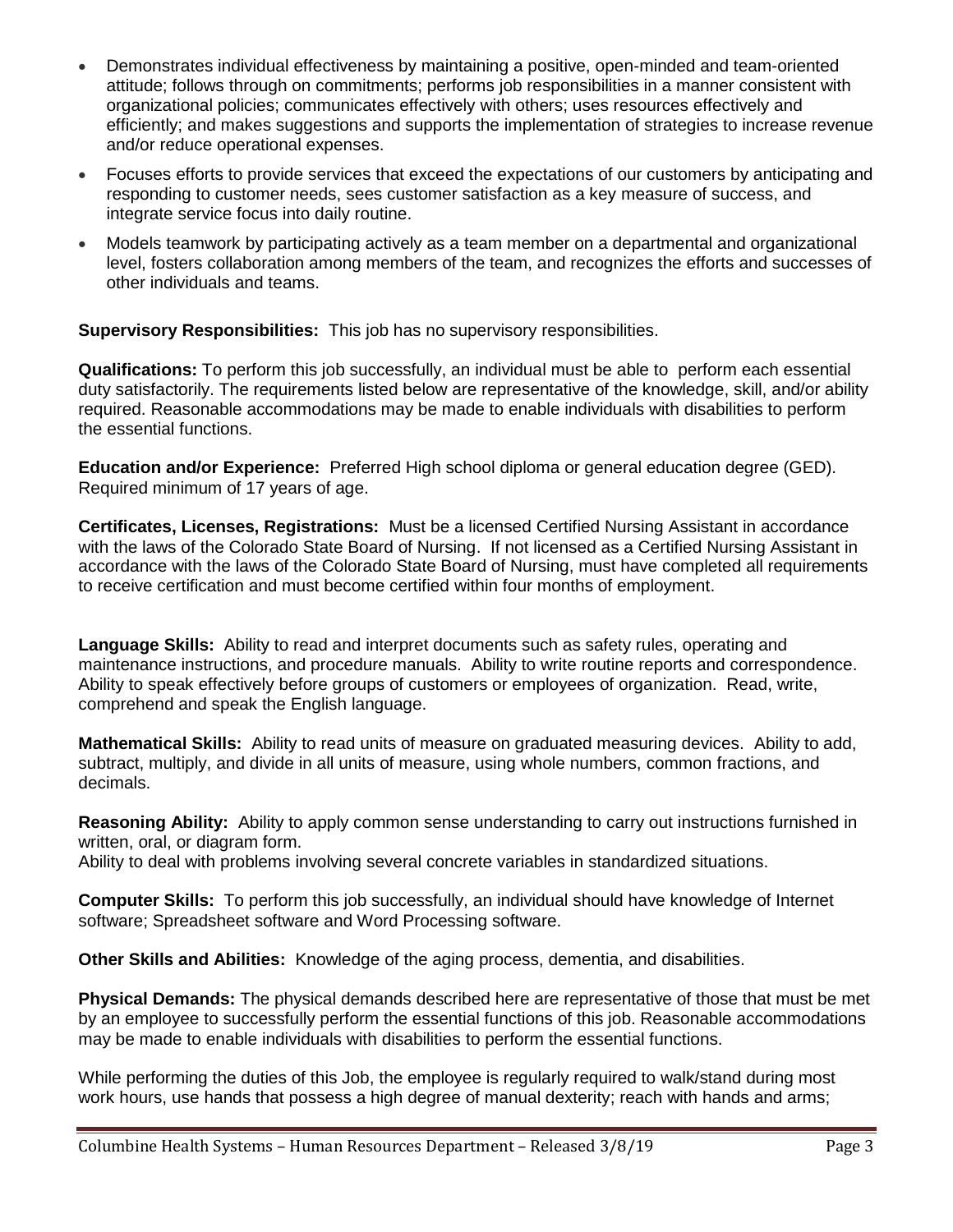- Demonstrates individual effectiveness by maintaining a positive, open-minded and team-oriented attitude; follows through on commitments; performs job responsibilities in a manner consistent with organizational policies; communicates effectively with others; uses resources effectively and efficiently; and makes suggestions and supports the implementation of strategies to increase revenue and/or reduce operational expenses.
- Focuses efforts to provide services that exceed the expectations of our customers by anticipating and responding to customer needs, sees customer satisfaction as a key measure of success, and integrate service focus into daily routine.
- Models teamwork by participating actively as a team member on a departmental and organizational level, fosters collaboration among members of the team, and recognizes the efforts and successes of other individuals and teams.

**Supervisory Responsibilities:** This job has no supervisory responsibilities.

**Qualifications:** To perform this job successfully, an individual must be able to perform each essential duty satisfactorily. The requirements listed below are representative of the knowledge, skill, and/or ability required. Reasonable accommodations may be made to enable individuals with disabilities to perform the essential functions.

**Education and/or Experience:** Preferred High school diploma or general education degree (GED). Required minimum of 17 years of age.

**Certificates, Licenses, Registrations:** Must be a licensed Certified Nursing Assistant in accordance with the laws of the Colorado State Board of Nursing. If not licensed as a Certified Nursing Assistant in accordance with the laws of the Colorado State Board of Nursing, must have completed all requirements to receive certification and must become certified within four months of employment.

**Language Skills:** Ability to read and interpret documents such as safety rules, operating and maintenance instructions, and procedure manuals. Ability to write routine reports and correspondence. Ability to speak effectively before groups of customers or employees of organization. Read, write, comprehend and speak the English language.

**Mathematical Skills:** Ability to read units of measure on graduated measuring devices. Ability to add, subtract, multiply, and divide in all units of measure, using whole numbers, common fractions, and decimals.

**Reasoning Ability:** Ability to apply common sense understanding to carry out instructions furnished in written, oral, or diagram form.
Ability to deal with problems involving several concrete variables in standardized situations.

**Computer Skills:** To perform this job successfully, an individual should have knowledge of Internet software; Spreadsheet software and Word Processing software.

**Other Skills and Abilities:** Knowledge of the aging process, dementia, and disabilities.

**Physical Demands:** The physical demands described here are representative of those that must be met by an employee to successfully perform the essential functions of this job. Reasonable accommodations may be made to enable individuals with disabilities to perform the essential functions.

While performing the duties of this Job, the employee is regularly required to walk/stand during most work hours, use hands that possess a high degree of manual dexterity; reach with hands and arms;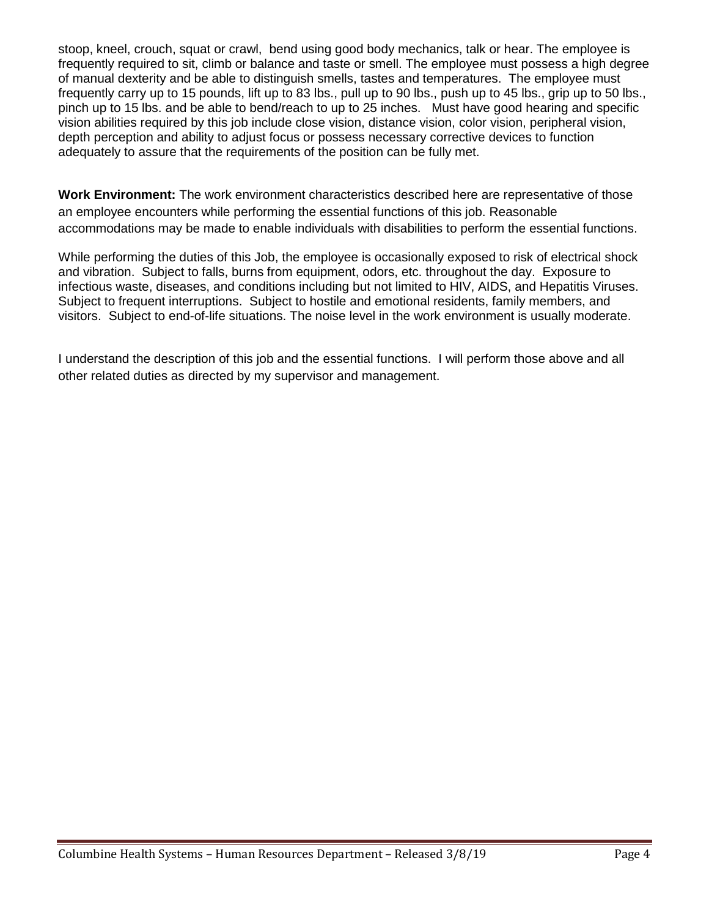stoop, kneel, crouch, squat or crawl, bend using good body mechanics, talk or hear. The employee is frequently required to sit, climb or balance and taste or smell. The employee must possess a high degree of manual dexterity and be able to distinguish smells, tastes and temperatures. The employee must frequently carry up to 15 pounds, lift up to 83 lbs., pull up to 90 lbs., push up to 45 lbs., grip up to 50 lbs., pinch up to 15 lbs. and be able to bend/reach to up to 25 inches. Must have good hearing and specific vision abilities required by this job include close vision, distance vision, color vision, peripheral vision, depth perception and ability to adjust focus or possess necessary corrective devices to function adequately to assure that the requirements of the position can be fully met.

**Work Environment:** The work environment characteristics described here are representative of those an employee encounters while performing the essential functions of this job. Reasonable accommodations may be made to enable individuals with disabilities to perform the essential functions.

While performing the duties of this Job, the employee is occasionally exposed to risk of electrical shock and vibration. Subject to falls, burns from equipment, odors, etc. throughout the day. Exposure to infectious waste, diseases, and conditions including but not limited to HIV, AIDS, and Hepatitis Viruses. Subject to frequent interruptions. Subject to hostile and emotional residents, family members, and visitors. Subject to end-of-life situations. The noise level in the work environment is usually moderate.

I understand the description of this job and the essential functions. I will perform those above and all other related duties as directed by my supervisor and management.